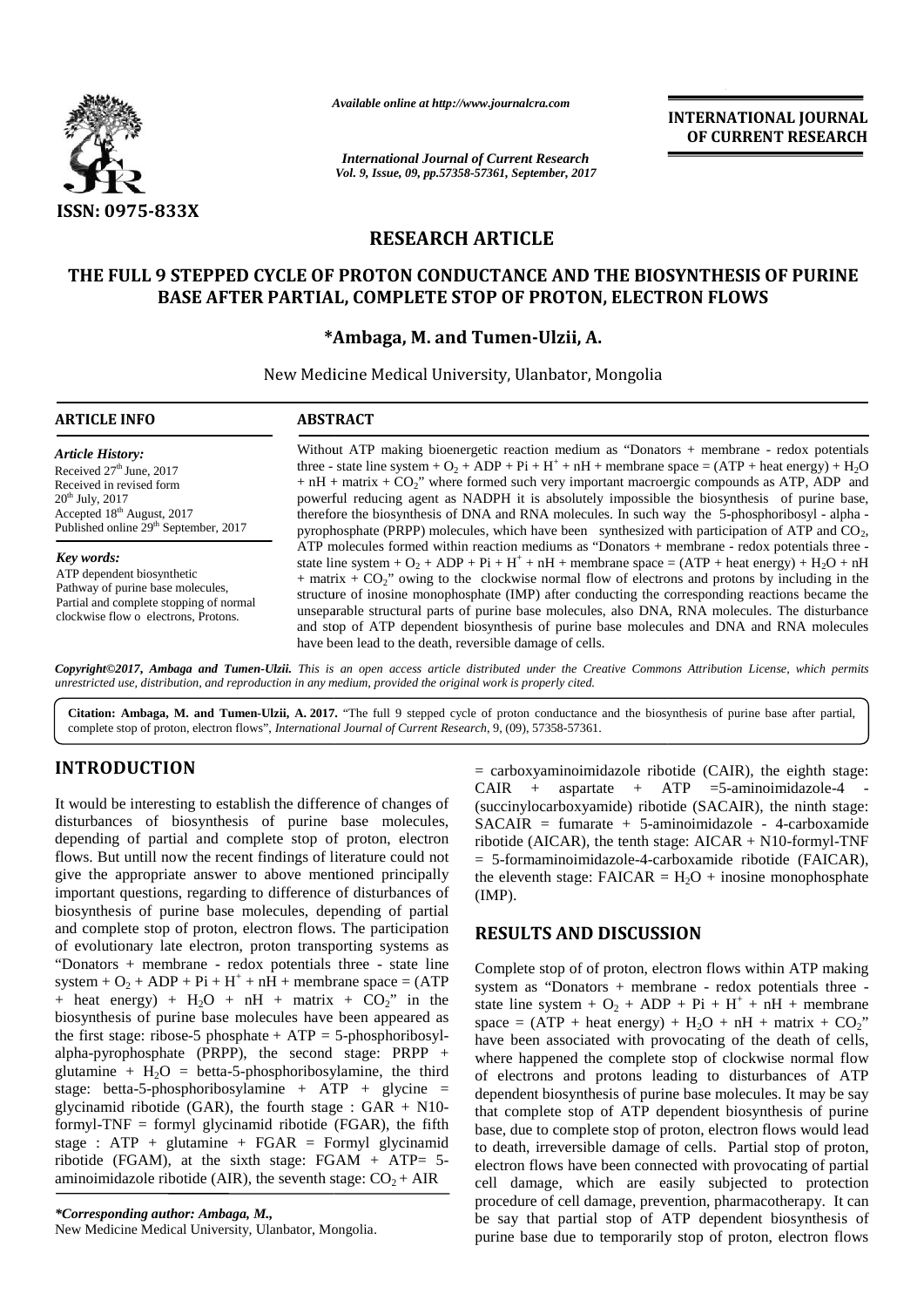*Available online at http://www.journalcra.com*

*International Journal of Current Research*
*Vol. 9, Issue, 09, pp.57358-57361, September, 2017*

**INTERNATIONAL JOURNAL OF CURRENT RESEARCH**

**ISSN: 0975-833X**

## RESEARCH ARTICLE

# THE FULL 9 STEPPED CYCLE OF PROTON CONDUCTANCE AND THE BIOSYNTHESIS OF PURINE BASE AFTER PARTIAL, COMPLETE STOP OF PROTON, ELECTRON FLOWS

**\*Ambaga, M. and Tumen-Ulzii, A.**

New Medicine Medical University, Ulanbator, Mongolia

### ARTICLE INFO

*Article History:*

Received 27th June, 2017
Received in revised form
20th July, 2017
Accepted 18th August, 2017
Published online 29th September, 2017

*Key words:*

ATP dependent biosynthetic Pathway of purine base molecules, Partial and complete stopping of normal clockwise flow o electrons, Protons.

### ABSTRACT

Without ATP making bioenergetic reaction medium as "Donators + membrane - redox potentials three - state line system + $O_2$ + ADP + Pi + $H^+$ + nH + membrane space = (ATP + heat energy) + $H_2O$ + nH + matrix + $CO_2$" where formed such very important macroergic compounds as ATP, ADP and powerful reducing agent as NADPH it is absolutely impossible the biosynthesis of purine base, therefore the biosynthesis of DNA and RNA molecules. In such way the 5-phosphoribosyl - alpha - pyrophosphate (PRPP) molecules, which have been synthesized with participation of ATP and $CO_2$, ATP molecules formed within reaction mediums as "Donators + membrane - redox potentials three - state line system + $O_2$ + ADP + Pi + $H^+$ + nH + membrane space = (ATP + heat energy) + $H_2O$ + nH + matrix + $CO_2$" owing to the clockwise normal flow of electrons and protons by including in the structure of inosine monophosphate (IMP) after conducting the corresponding reactions became the unseparable structural parts of purine base molecules, also DNA, RNA molecules. The disturbance and stop of ATP dependent biosynthesis of purine base molecules and DNA and RNA molecules have been lead to the death, reversible damage of cells.

***Copyright©2017, Ambaga and Tumen-Ulzii.*** *This is an open access article distributed under the Creative Commons Attribution License, which permits unrestricted use, distribution, and reproduction in any medium, provided the original work is properly cited.*

**Citation: Ambaga, M. and Tumen-Ulzii, A. 2017.** "The full 9 stepped cycle of proton conductance and the biosynthesis of purine base after partial, complete stop of proton, electron flows", *International Journal of Current Research*, 9, (09), 57358-57361.

## INTRODUCTION

It would be interesting to establish the difference of changes of disturbances of biosynthesis of purine base molecules, depending of partial and complete stop of proton, electron flows. But untill now the recent findings of literature could not give the appropriate answer to above mentioned principally important questions, regarding to difference of disturbances of biosynthesis of purine base molecules, depending of partial and complete stop of proton, electron flows. The participation of evolutionary late electron, proton transporting systems as "Donators + membrane - redox potentials three - state line system + $O_2$ + ADP + Pi + $H^+$ + nH + membrane space = (ATP + heat energy) + $H_2O$ + nH + matrix + $CO_2$" in the biosynthesis of purine base molecules have been appeared as the first stage: ribose-5 phosphate + ATP = 5-phosphoribosyl-alpha-pyrophosphate (PRPP), the second stage: PRPP + glutamine + $H_2O$ = betta-5-phosphoribosylamine, the third stage: betta-5-phosphoribosylamine + ATP + glycine = glycinamid ribotide (GAR), the fourth stage : GAR + N10-formyl-TNF = formyl glycinamid ribotide (FGAR), the fifth stage : ATP + glutamine + FGAR = Formyl glycinamid ribotide (FGAM), at the sixth stage: FGAM + ATP= 5-aminoimidazole ribotide (AIR), the seventh stage: $CO_2$ + AIR = carboxyaminoimidazole ribotide (CAIR), the eighth stage: CAIR + aspartate + ATP =5-aminoimidazole-4 - (succinylocarboxyamide) ribotide (SACAIR), the ninth stage: SACAIR = fumarate + 5-aminoimidazole - 4-carboxamide ribotide (AICAR), the tenth stage: AICAR + N10-formyl-TNF = 5-formaminoimidazole-4-carboxamide ribotide (FAICAR), the eleventh stage: FAICAR = $H_2O$ + inosine monophosphate (IMP).

## RESULTS AND DISCUSSION

Complete stop of of proton, electron flows within ATP making system as "Donators + membrane - redox potentials three - state line system + $O_2$ + ADP + Pi + $H^+$ + nH + membrane space = (ATP + heat energy) + $H_2O$ + nH + matrix + $CO_2$" have been associated with provocating of the death of cells, where happened the complete stop of clockwise normal flow of electrons and protons leading to disturbances of ATP dependent biosynthesis of purine base molecules. It may be say that complete stop of ATP dependent biosynthesis of purine base, due to complete stop of proton, electron flows would lead to death, irreversible damage of cells. Partial stop of proton, electron flows have been connected with provocating of partial cell damage, which are easily subjected to protection procedure of cell damage, prevention, pharmacotherapy. It can be say that partial stop of ATP dependent biosynthesis of purine base due to temporarily stop of proton, electron flows

*\*Corresponding author: Ambaga, M.,*
New Medicine Medical University, Ulanbator, Mongolia.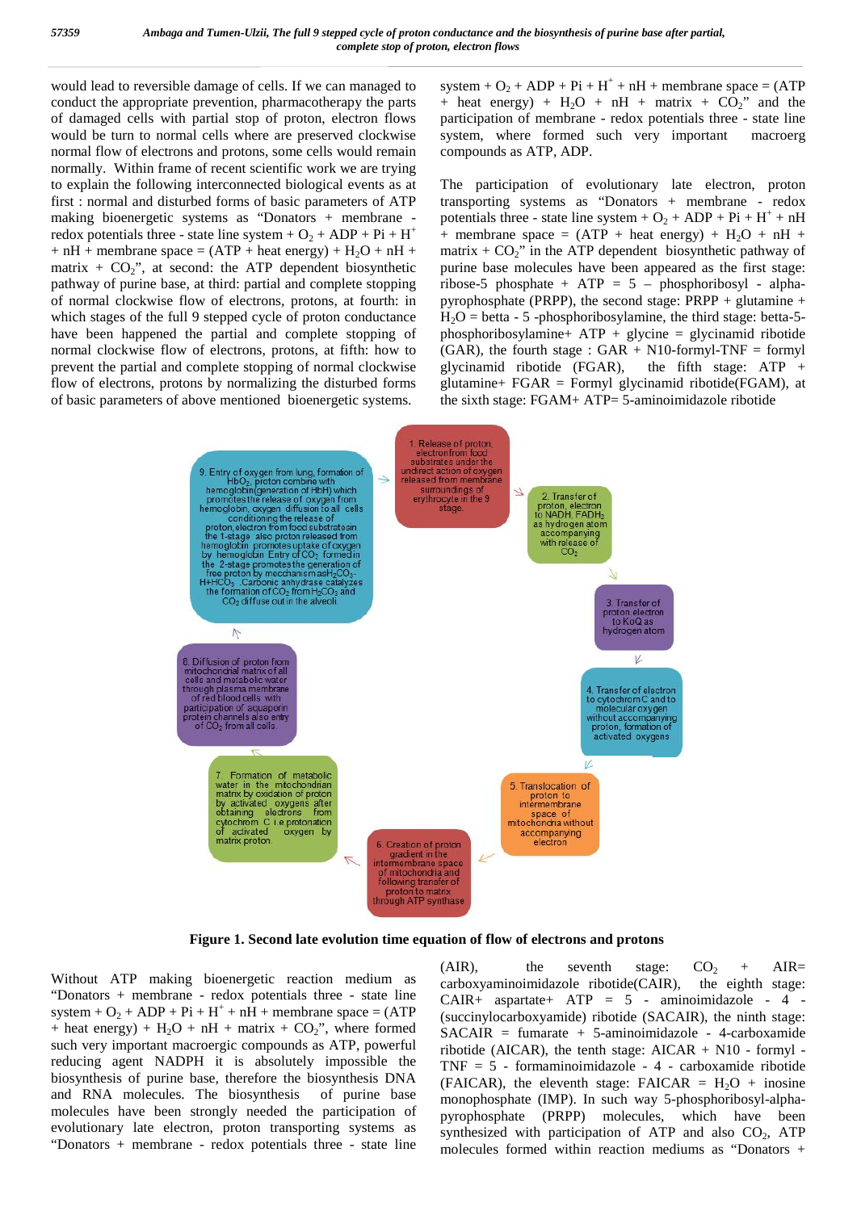would lead to reversible damage of cells. If we can managed to conduct the appropriate prevention, pharmacotherapy the parts of damaged cells with partial stop of proton, electron flows would be turn to normal cells where are preserved clockwise normal flow of electrons and protons, some cells would remain normally. Within frame of recent scientific work we are trying to explain the following interconnected biological events as at first : normal and disturbed forms of basic parameters of ATP making bioenergetic systems as "Donators + membrane - redox potentials three - state line system + $O_2$ + ADP + Pi + $H^+$ + nH + membrane space = (ATP + heat energy) + $H_2O$ + nH + matrix + $CO_2$", at second: the ATP dependent biosynthetic pathway of purine base, at third: partial and complete stopping of normal clockwise flow of electrons, protons, at fourth: in which stages of the full 9 stepped cycle of proton conductance have been happened the partial and complete stopping of normal clockwise flow of electrons, protons, at fifth: how to prevent the partial and complete stopping of normal clockwise flow of electrons, protons by normalizing the disturbed forms of basic parameters of above mentioned bioenergetic systems.

system + $O_2$ + ADP + Pi + $H^+$ + nH + membrane space = (ATP + heat energy) + $H_2O$ + nH + matrix + $CO_2$" and the participation of membrane - redox potentials three - state line system, where formed such very important macroerg compounds as ATP, ADP.

The participation of evolutionary late electron, proton transporting systems as "Donators + membrane - redox potentials three - state line system + $O_2$ + ADP + Pi + $H^+$ + nH + membrane space = (ATP + heat energy) + $H_2O$ + nH + matrix + $CO_2$" in the ATP dependent biosynthetic pathway of purine base molecules have been appeared as the first stage: ribose-5 phosphate + ATP = 5 – phosphoribosyl - alpha-pyrophosphate (PRPP), the second stage: PRPP + glutamine + $H_2O$ = betta - 5 -phosphoribosylamine, the third stage: betta-5-phosphoribosylamine+ ATP + glycine = glycinamid ribotide (GAR), the fourth stage : GAR + N10-formyl-TNF = formyl glycinamid ribotide (FGAR), the fifth stage: ATP + glutamine+ FGAR = Formyl glycinamid ribotide(FGAM), at the sixth stage: FGAM+ ATP= 5-aminoimidazole ribotide

1. Release of proton, electron from food substrates under the undirect action of oxygen released from membrane surroundings of erythrocyte in the 9 stage.

2. Transfer of proton, electron to NADH, $FADH_2$ as hydrogen atom accompanying with release of $CO_2$

3. Transfer of proton, electron to KoQ as hydrogen atom

4. Transfer of electron to cytochrom C and to molecular oxygen without accompanying proton, formation of activated oxygens

5. Translocation of proton to intermembrane space of mitochondria without accompanying electron

6. Creation of proton gradient in the intermembrane space of mitochondria and following transfer of proton to matrix through ATP synthase

7. Formation of metabolic water in the mitochondrian matrix by oxidation of proton by activated oxygens after obtaining electrons from cytochrom C i.e protonation of activated oxygen by matrix proton.

8. Diffusion of proton from mitochondrial matrix of all cells and metabolic water through plasma membrane of red blood cells with participation of aquaporin protein channels also entry of $CO_2$ from all cells.

9. Entry of oxygen from lung, formation of $HbO_2$, proton combine with hemoglobin(generation of HbH) which promotes the release of oxygen from hemoglobin, oxygen diffusion to all cells conditioning the release of proton, electron from food substrates in the 1-stage also proton released from hemoglobin promotes uptake of oxygen by hemoglobin. Entry of $CO_2$ formed in the 2-stage promotes the generation of free proton by mecchanism as $H_2CO_3$-$H$+$HCO_3$. Carbonic anhydrase catalyzes the formation of $CO_2$ from $H_2CO_3$ and $CO_2$ diffuse out in the alveoli

**Figure 1. Second late evolution time equation of flow of electrons and protons**

Without ATP making bioenergetic reaction medium as "Donators + membrane - redox potentials three - state line system + $O_2$ + ADP + Pi + $H^+$ + nH + membrane space = (ATP + heat energy) + $H_2O$ + nH + matrix + $CO_2$", where formed such very important macroergic compounds as ATP, powerful reducing agent NADPH it is absolutely impossible the biosynthesis of purine base, therefore the biosynthesis DNA and RNA molecules. The biosynthesis of purine base molecules have been strongly needed the participation of evolutionary late electron, proton transporting systems as "Donators + membrane - redox potentials three - state line

(AIR), the seventh stage: $CO_2$ + AIR= carboxyaminoimidazole ribotide(CAIR), the eighth stage: CAIR+ aspartate+ ATP = 5 - aminoimidazole - 4 - (succinylocarboxyamide) ribotide (SACAIR), the ninth stage: SACAIR = fumarate + 5-aminoimidazole - 4-carboxamide ribotide (AICAR), the tenth stage: AICAR + N10 - formyl - TNF = 5 - formaminoimidazole - 4 - carboxamide ribotide (FAICAR), the eleventh stage: FAICAR = $H_2O$ + inosine monophosphate (IMP). In such way 5-phosphoribosyl-alpha-pyrophosphate (PRPP) molecules, which have been synthesized with participation of ATP and also $CO_2$, ATP molecules formed within reaction mediums as "Donators +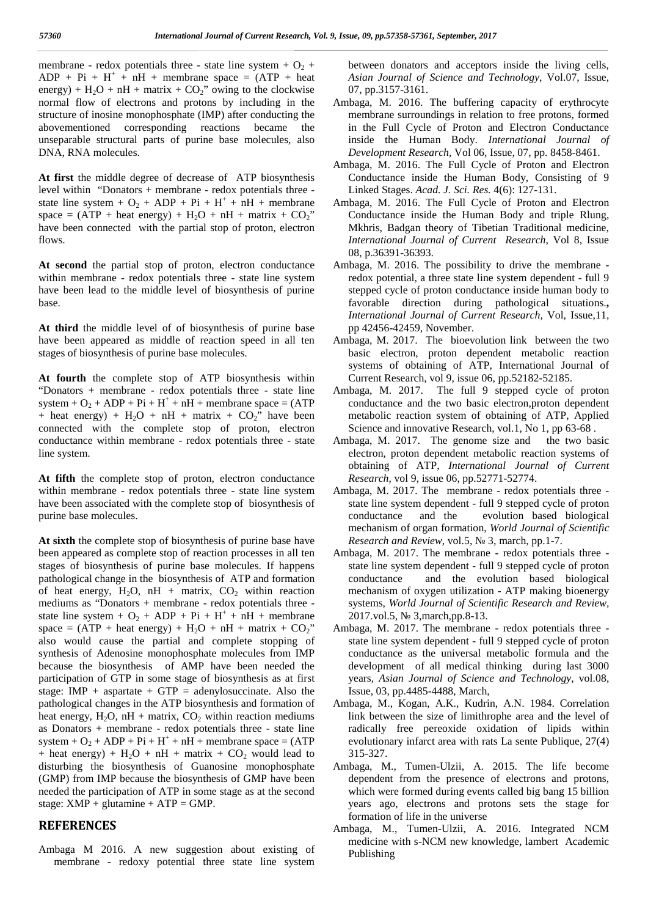membrane - redox potentials three - state line system + $O_2$ + ADP + Pi + $H^+$ + nH + membrane space = (ATP + heat energy) + $H_2O$ + nH + matrix + $CO_2$" owing to the clockwise normal flow of electrons and protons by including in the structure of inosine monophosphate (IMP) after conducting the abovementioned corresponding reactions became the unseparable structural parts of purine base molecules, also DNA, RNA molecules.

**At first** the middle degree of decrease of ATP biosynthesis level within "Donators + membrane - redox potentials three - state line system + $O_2$ + ADP + Pi + $H^+$ + nH + membrane space = (ATP + heat energy) + $H_2O$ + nH + matrix + $CO_2$" have been connected with the partial stop of proton, electron flows.

**At second** the partial stop of proton, electron conductance within membrane - redox potentials three - state line system have been lead to the middle level of biosynthesis of purine base.

**At third** the middle level of of biosynthesis of purine base have been appeared as middle of reaction speed in all ten stages of biosynthesis of purine base molecules.

**At fourth** the complete stop of ATP biosynthesis within "Donators + membrane - redox potentials three - state line system + $O_2$ + ADP + Pi + $H^+$ + nH + membrane space = (ATP + heat energy) + $H_2O$ + nH + matrix + $CO_2$" have been connected with the complete stop of proton, electron conductance within membrane - redox potentials three - state line system.

**At fifth** the complete stop of proton, electron conductance within membrane - redox potentials three - state line system have been associated with the complete stop of biosynthesis of purine base molecules.

**At sixth** the complete stop of biosynthesis of purine base have been appeared as complete stop of reaction processes in all ten stages of biosynthesis of purine base molecules. If happens pathological change in the biosynthesis of ATP and formation of heat energy, $H_2O$, nH + matrix, $CO_2$ within reaction mediums as "Donators + membrane - redox potentials three - state line system + $O_2$ + ADP + Pi + $H^+$ + nH + membrane space = (ATP + heat energy) + $H_2O$ + nH + matrix + $CO_2$" also would cause the partial and complete stopping of synthesis of Adenosine monophosphate molecules from IMP because the biosynthesis of AMP have been needed the participation of GTP in some stage of biosynthesis as at first stage: IMP + aspartate + GTP = adenylosuccinate. Also the pathological changes in the ATP biosynthesis and formation of heat energy, $H_2O$, nH + matrix, $CO_2$ within reaction mediums as Donators + membrane - redox potentials three - state line system + $O_2$ + ADP + Pi + $H^+$ + nH + membrane space = (ATP + heat energy) + $H_2O$ + nH + matrix + $CO_2$ would lead to disturbing the biosynthesis of Guanosine monophosphate (GMP) from IMP because the biosynthesis of GMP have been needed the participation of ATP in some stage as at the second stage: XMP + glutamine + ATP = GMP.

## REFERENCES

Ambaga M 2016. A new suggestion about existing of membrane - redoxy potential three state line system between donators and acceptors inside the living cells, *Asian Journal of Science and Technology*, Vol.07, Issue, 07, pp.3157-3161.

Ambaga, M. 2016. The buffering capacity of erythrocyte membrane surroundings in relation to free protons, formed in the Full Cycle of Proton and Electron Conductance inside the Human Body. *International Journal of Development Research*, Vol 06, Issue, 07, pp. 8458-8461.

Ambaga, M. 2016. The Full Cycle of Proton and Electron Conductance inside the Human Body, Consisting of 9 Linked Stages. *Acad. J. Sci. Res.* 4(6): 127-131.

Ambaga, M. 2016. The Full Cycle of Proton and Electron Conductance inside the Human Body and triple Rlung, Mkhris, Badgan theory of Tibetian Traditional medicine, *International Journal of Current Research*, Vol 8, Issue 08, p.36391-36393.

Ambaga, M. 2016. The possibility to drive the membrane - redox potential, a three state line system dependent - full 9 stepped cycle of proton conductance inside human body to favorable direction during pathological situations.**,** *International Journal of Current Research*, Vol, Issue,11, pp 42456-42459, November.

Ambaga, M. 2017. The bioevolution link between the two basic electron, proton dependent metabolic reaction systems of obtaining of ATP, International Journal of Current Research, vol 9, issue 06, pp.52182-52185.

Ambaga, M. 2017. The full 9 stepped cycle of proton conductance and the two basic electron,proton dependent metabolic reaction system of obtaining of ATP, Applied Science and innovative Research, vol.1, No 1, pp 63-68 .

Ambaga, M. 2017. The genome size and the two basic electron, proton dependent metabolic reaction systems of obtaining of ATP, *International Journal of Current Research*, vol 9, issue 06, pp.52771-52774.

Ambaga, M. 2017. The membrane - redox potentials three - state line system dependent - full 9 stepped cycle of proton conductance and the evolution based biological mechanism of organ formation, *World Journal of Scientific Research and Review*, vol.5, № 3, march, pp.1-7.

Ambaga, M. 2017. The membrane - redox potentials three - state line system dependent - full 9 stepped cycle of proton conductance and the evolution based biological mechanism of oxygen utilization - ATP making bioenergy systems, *World Journal of Scientific Research and Review*, 2017.vol.5, № 3,march,pp.8-13.

Ambaga, M. 2017. The membrane - redox potentials three - state line system dependent - full 9 stepped cycle of proton conductance as the universal metabolic formula and the development of all medical thinking during last 3000 years, *Asian Journal of Science and Technology*, vol.08, Issue, 03, pp.4485-4488, March,

Ambaga, M., Kogan, A.K., Kudrin, A.N. 1984. Correlation link between the size of limithrophe area and the level of radically free pereoxide oxidation of lipids within evolutionary infarct area with rats La sente Publique, 27(4) 315-327.

Ambaga, M., Tumen-Ulzii, A. 2015. The life become dependent from the presence of electrons and protons, which were formed during events called big bang 15 billion years ago, electrons and protons sets the stage for formation of life in the universe

Ambaga, M., Tumen-Ulzii, A. 2016. Integrated NCM medicine with s-NCM new knowledge, lambert Academic Publishing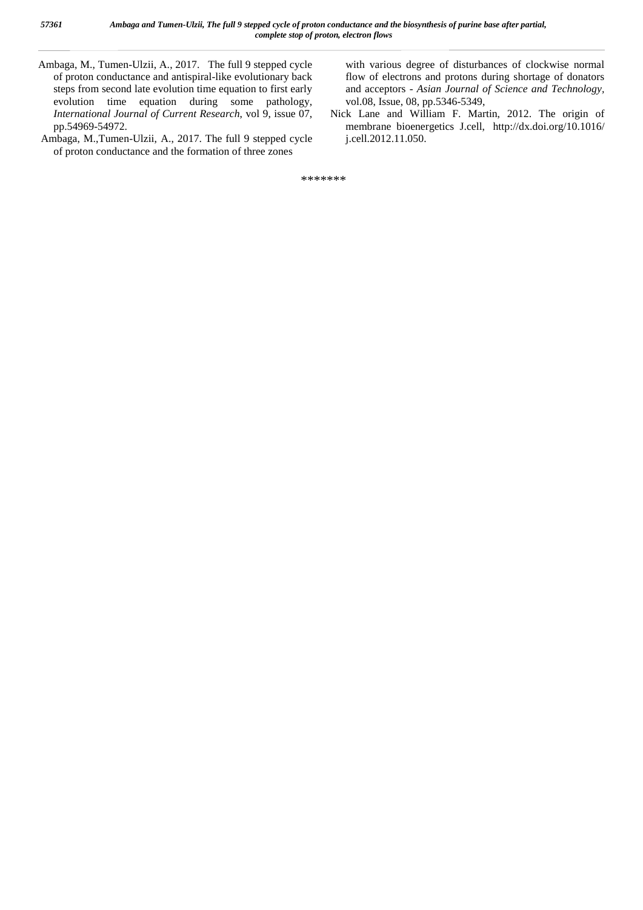Ambaga, M., Tumen-Ulzii, A., 2017. The full 9 stepped cycle of proton conductance and antispiral-like evolutionary back steps from second late evolution time equation to first early evolution time equation during some pathology, *International Journal of Current Research*, vol 9, issue 07, pp.54969-54972.

Ambaga, M.,Tumen-Ulzii, A., 2017. The full 9 stepped cycle of proton conductance and the formation of three zones with various degree of disturbances of clockwise normal flow of electrons and protons during shortage of donators and acceptors - *Asian Journal of Science and Technology*, vol.08, Issue, 08, pp.5346-5349,

Nick Lane and William F. Martin, 2012. The origin of membrane bioenergetics J.cell, http://dx.doi.org/10.1016/j.cell.2012.11.050.

*******